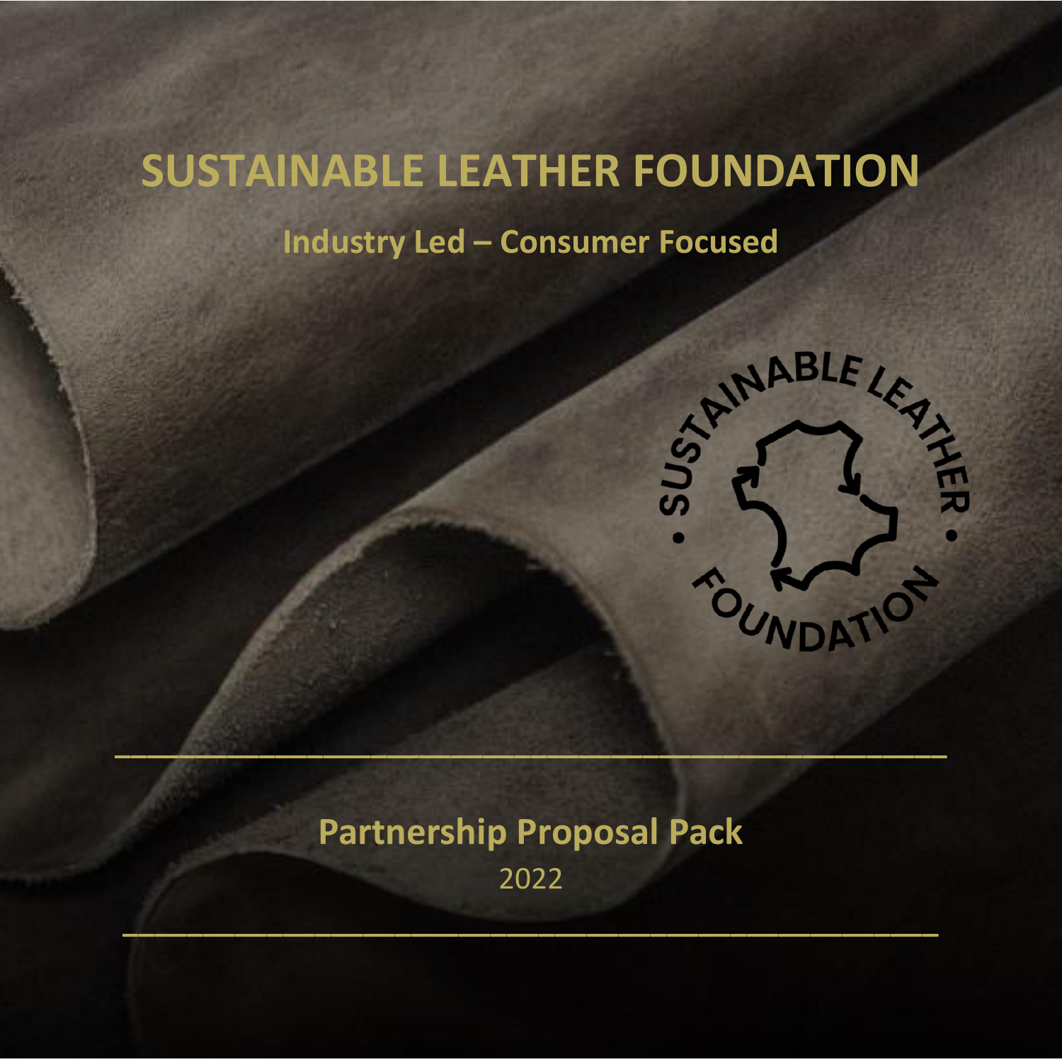# SUSTAINABLE LEATHER FOUNDATION

## Industry Led – Consumer Focused

## Partnership Proposal Pack

2022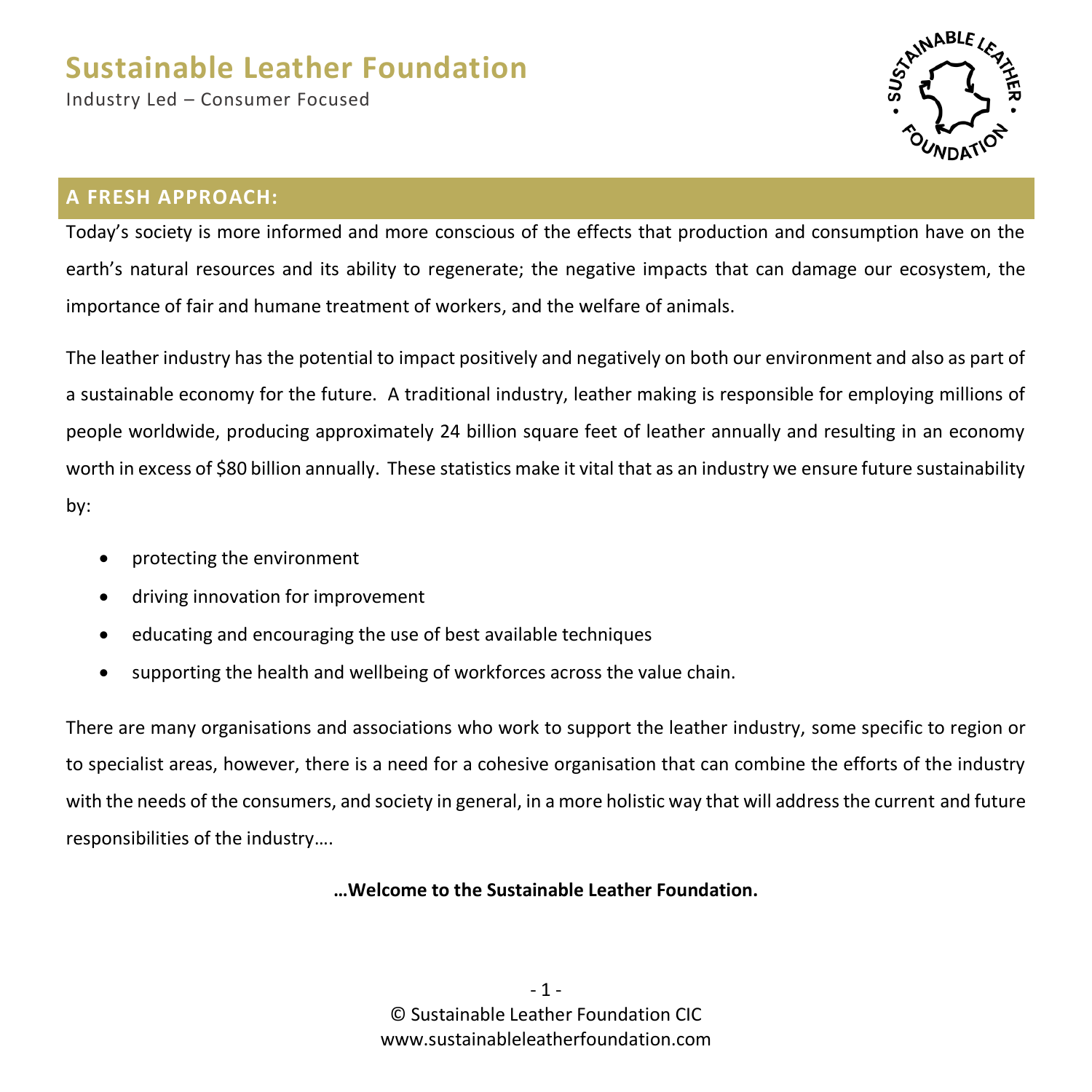# Sustainable Leather Foundation

Industry Led – Consumer Focused

## A FRESH APPROACH:

Today's society is more informed and more conscious of the effects that production and consumption have on the earth's natural resources and its ability to regenerate; the negative impacts that can damage our ecosystem, the importance of fair and humane treatment of workers, and the welfare of animals.

The leather industry has the potential to impact positively and negatively on both our environment and also as part of a sustainable economy for the future. A traditional industry, leather making is responsible for employing millions of people worldwide, producing approximately 24 billion square feet of leather annually and resulting in an economy worth in excess of $80 billion annually. These statistics make it vital that as an industry we ensure future sustainability by:

- protecting the environment
- driving innovation for improvement
- educating and encouraging the use of best available techniques
- supporting the health and wellbeing of workforces across the value chain.

There are many organisations and associations who work to support the leather industry, some specific to region or to specialist areas, however, there is a need for a cohesive organisation that can combine the efforts of the industry with the needs of the consumers, and society in general, in a more holistic way that will address the current and future responsibilities of the industry….

**…Welcome to the Sustainable Leather Foundation.**

© Sustainable Leather Foundation CIC
www.sustainableleatherfoundation.com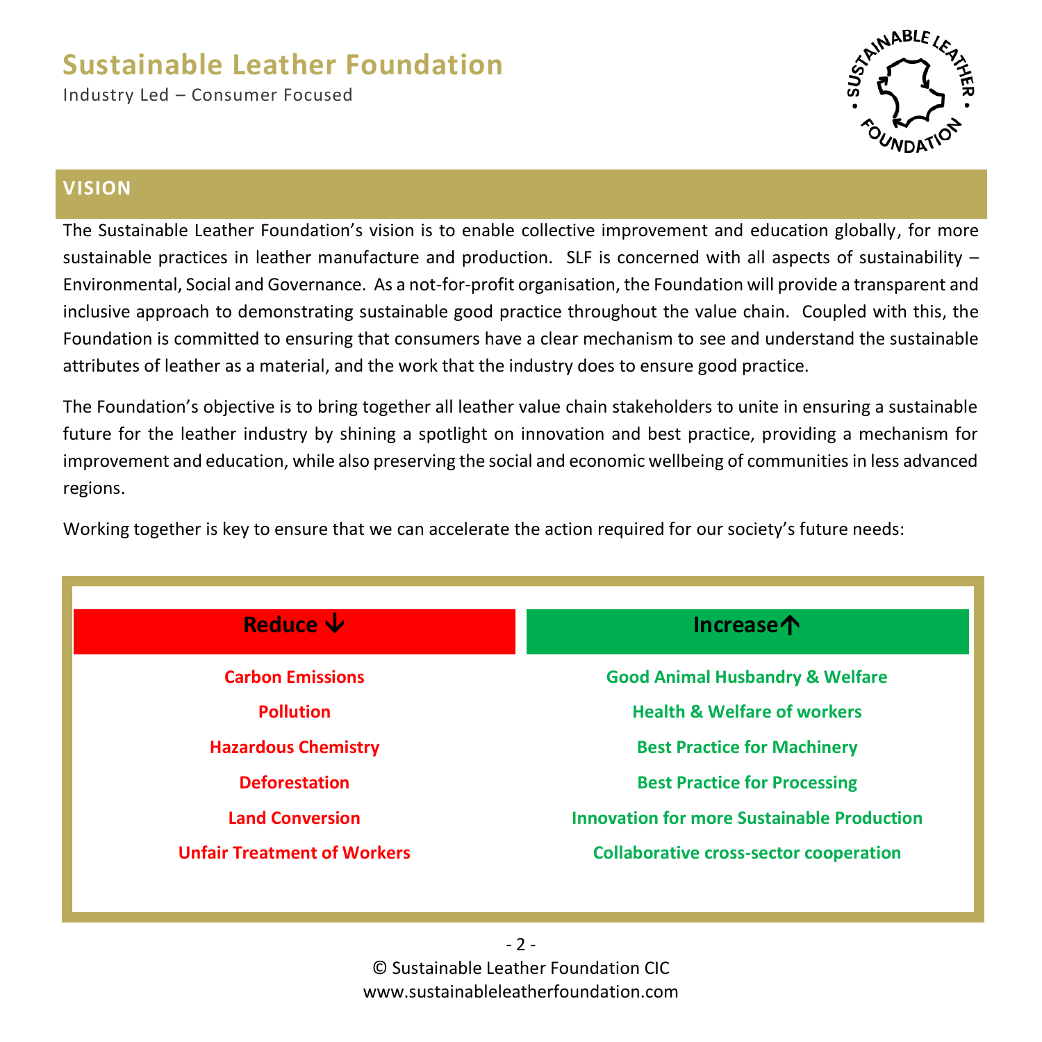# Sustainable Leather Foundation

Industry Led – Consumer Focused

## VISION

The Sustainable Leather Foundation's vision is to enable collective improvement and education globally, for more sustainable practices in leather manufacture and production. SLF is concerned with all aspects of sustainability – Environmental, Social and Governance. As a not-for-profit organisation, the Foundation will provide a transparent and inclusive approach to demonstrating sustainable good practice throughout the value chain. Coupled with this, the Foundation is committed to ensuring that consumers have a clear mechanism to see and understand the sustainable attributes of leather as a material, and the work that the industry does to ensure good practice.

The Foundation's objective is to bring together all leather value chain stakeholders to unite in ensuring a sustainable future for the leather industry by shining a spotlight on innovation and best practice, providing a mechanism for improvement and education, while also preserving the social and economic wellbeing of communities in less advanced regions.

Working together is key to ensure that we can accelerate the action required for our society's future needs:

| Reduce ↓ | Increase ↑ |
| --- | --- |
| **Carbon Emissions** | **Good Animal Husbandry & Welfare** |
| **Pollution** | **Health & Welfare of workers** |
| **Hazardous Chemistry** | **Best Practice for Machinery** |
| **Deforestation** | **Best Practice for Processing** |
| **Land Conversion** | **Innovation for more Sustainable Production** |
| **Unfair Treatment of Workers** | **Collaborative cross-sector cooperation** |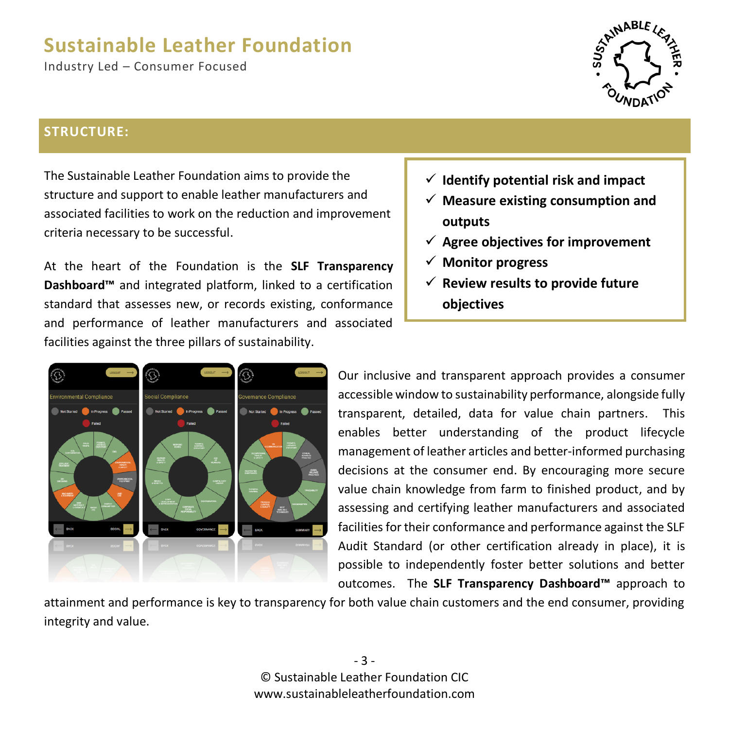# Sustainable Leather Foundation

Industry Led – Consumer Focused

## STRUCTURE:

The Sustainable Leather Foundation aims to provide the structure and support to enable leather manufacturers and associated facilities to work on the reduction and improvement criteria necessary to be successful.

At the heart of the Foundation is the **SLF Transparency Dashboard™** and integrated platform, linked to a certification standard that assesses new, or records existing, conformance and performance of leather manufacturers and associated facilities against the three pillars of sustainability.

- ✓ **Identify potential risk and impact**
- ✓ **Measure existing consumption and outputs**
- ✓ **Agree objectives for improvement**
- ✓ **Monitor progress**
- ✓ **Review results to provide future objectives**

Our inclusive and transparent approach provides a consumer accessible window to sustainability performance, alongside fully transparent, detailed, data for value chain partners. This enables better understanding of the product lifecycle management of leather articles and better-informed purchasing decisions at the consumer end. By encouraging more secure value chain knowledge from farm to finished product, and by assessing and certifying leather manufacturers and associated facilities for their conformance and performance against the SLF Audit Standard (or other certification already in place), it is possible to independently foster better solutions and better outcomes. The **SLF Transparency Dashboard™** approach to attainment and performance is key to transparency for both value chain customers and the end consumer, providing integrity and value.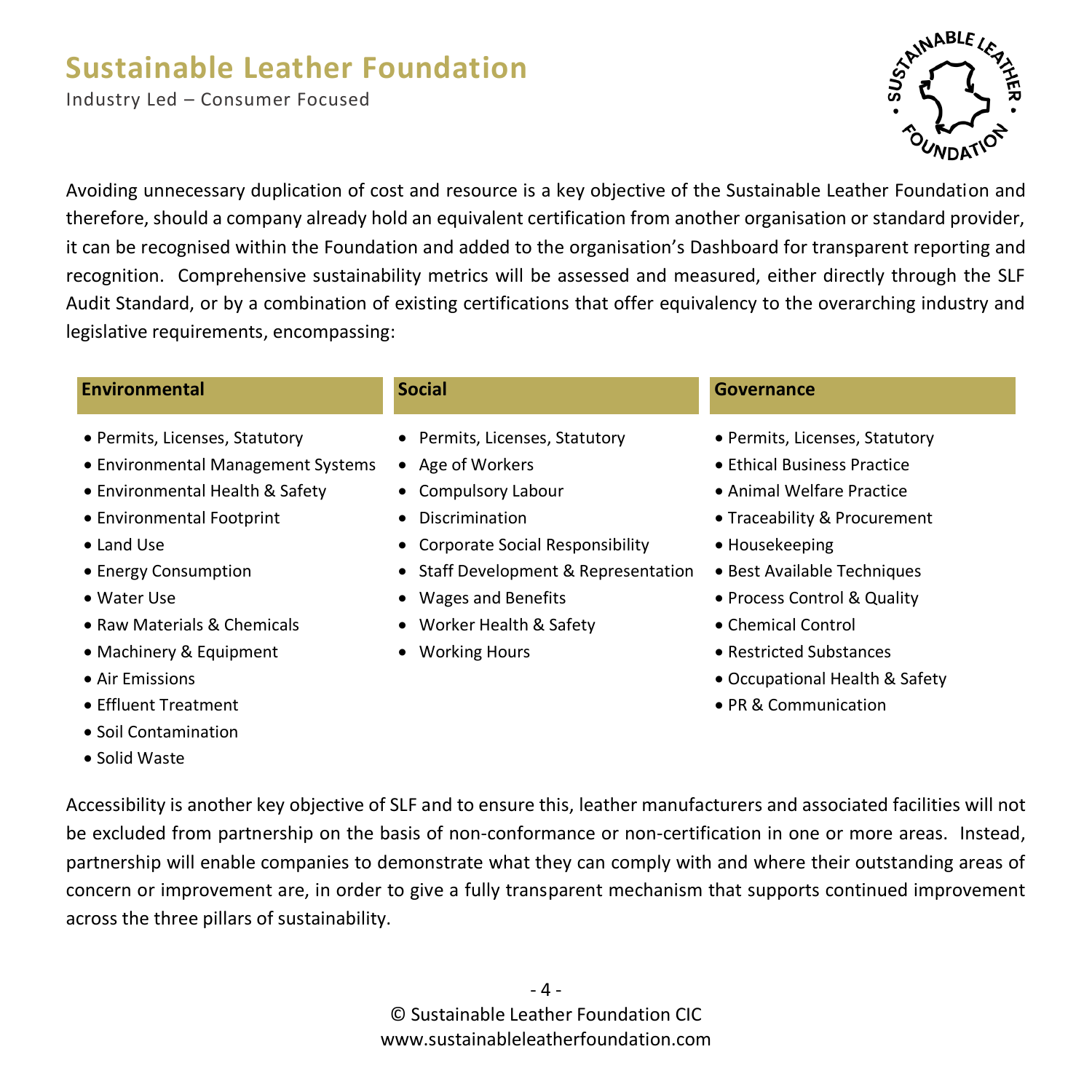Avoiding unnecessary duplication of cost and resource is a key objective of the Sustainable Leather Foundation and therefore, should a company already hold an equivalent certification from another organisation or standard provider, it can be recognised within the Foundation and added to the organisation's Dashboard for transparent reporting and recognition. Comprehensive sustainability metrics will be assessed and measured, either directly through the SLF Audit Standard, or by a combination of existing certifications that offer equivalency to the overarching industry and legislative requirements, encompassing:

| Environmental | Social | Governance |
|---|---|---|
| • Permits, Licenses, Statutory | • Permits, Licenses, Statutory | • Permits, Licenses, Statutory |
| • Environmental Management Systems | • Age of Workers | • Ethical Business Practice |
| • Environmental Health & Safety | • Compulsory Labour | • Animal Welfare Practice |
| • Environmental Footprint | • Discrimination | • Traceability & Procurement |
| • Land Use | • Corporate Social Responsibility | • Housekeeping |
| • Energy Consumption | • Staff Development & Representation | • Best Available Techniques |
| • Water Use | • Wages and Benefits | • Process Control & Quality |
| • Raw Materials & Chemicals | • Worker Health & Safety | • Chemical Control |
| • Machinery & Equipment | • Working Hours | • Restricted Substances |
| • Air Emissions | | • Occupational Health & Safety |
| • Effluent Treatment | | • PR & Communication |
| • Soil Contamination | | |
| • Solid Waste | | |

Accessibility is another key objective of SLF and to ensure this, leather manufacturers and associated facilities will not be excluded from partnership on the basis of non-conformance or non-certification in one or more areas. Instead, partnership will enable companies to demonstrate what they can comply with and where their outstanding areas of concern or improvement are, in order to give a fully transparent mechanism that supports continued improvement across the three pillars of sustainability.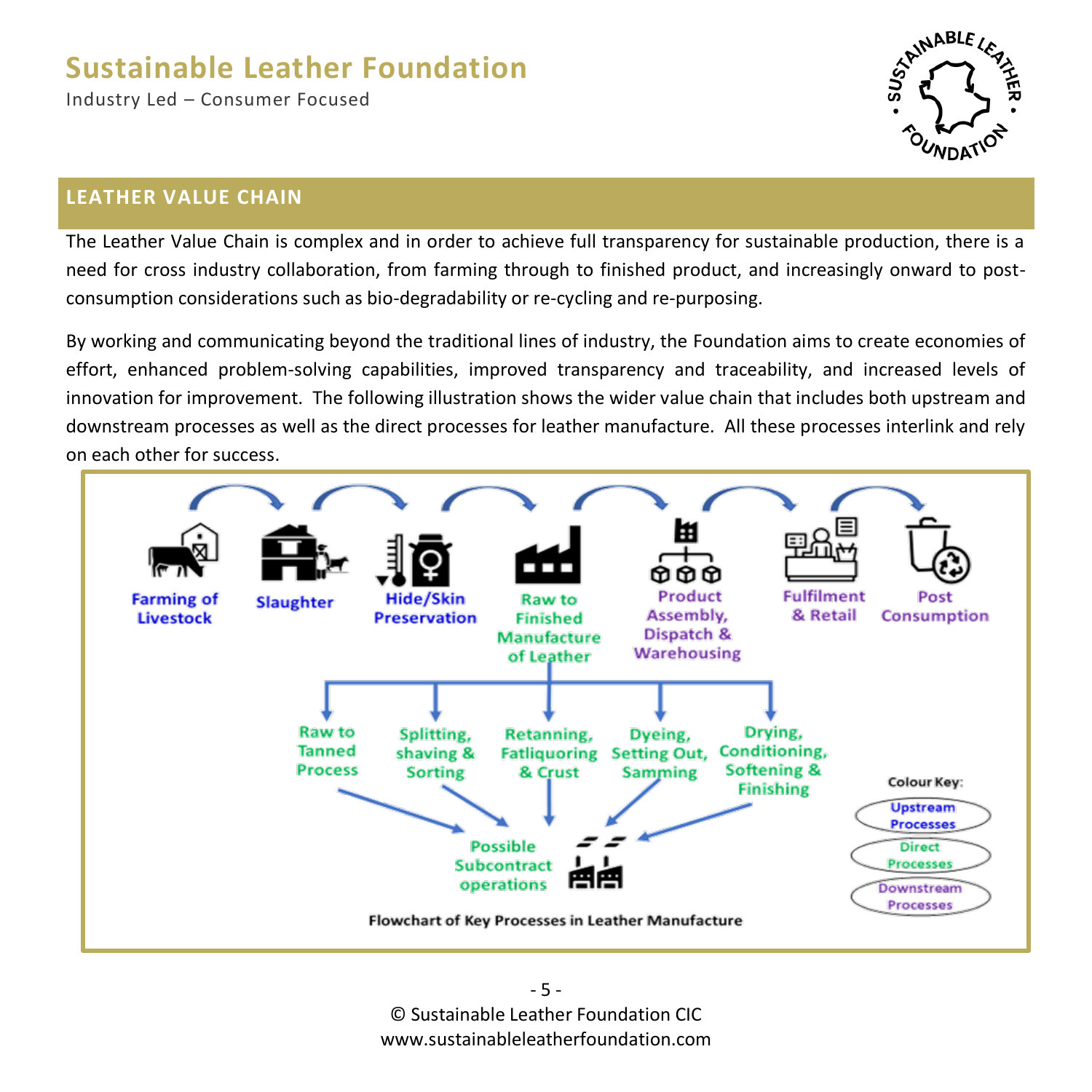## LEATHER VALUE CHAIN

The Leather Value Chain is complex and in order to achieve full transparency for sustainable production, there is a need for cross industry collaboration, from farming through to finished product, and increasingly onward to post-consumption considerations such as bio-degradability or re-cycling and re-purposing.

By working and communicating beyond the traditional lines of industry, the Foundation aims to create economies of effort, enhanced problem-solving capabilities, improved transparency and traceability, and increased levels of innovation for improvement. The following illustration shows the wider value chain that includes both upstream and downstream processes as well as the direct processes for leather manufacture. All these processes interlink and rely on each other for success.

Farming of Livestock → Slaughter → Hide/Skin Preservation → Raw to Finished Manufacture of Leather → Product Assembly, Dispatch & Warehousing → Fulfilment & Retail → Post Consumption

Raw to Finished Manufacture of Leather:

- Raw to Tanned Process
- Splitting, shaving & Sorting
- Retanning, Fatliquoring & Crust
- Dyeing, Setting Out, Samming
- Drying, Conditioning, Softening & Finishing

→ Possible Subcontract operations

Colour Key:

- Upstream Processes
- Direct Processes
- Downstream Processes

Flowchart of Key Processes in Leather Manufacture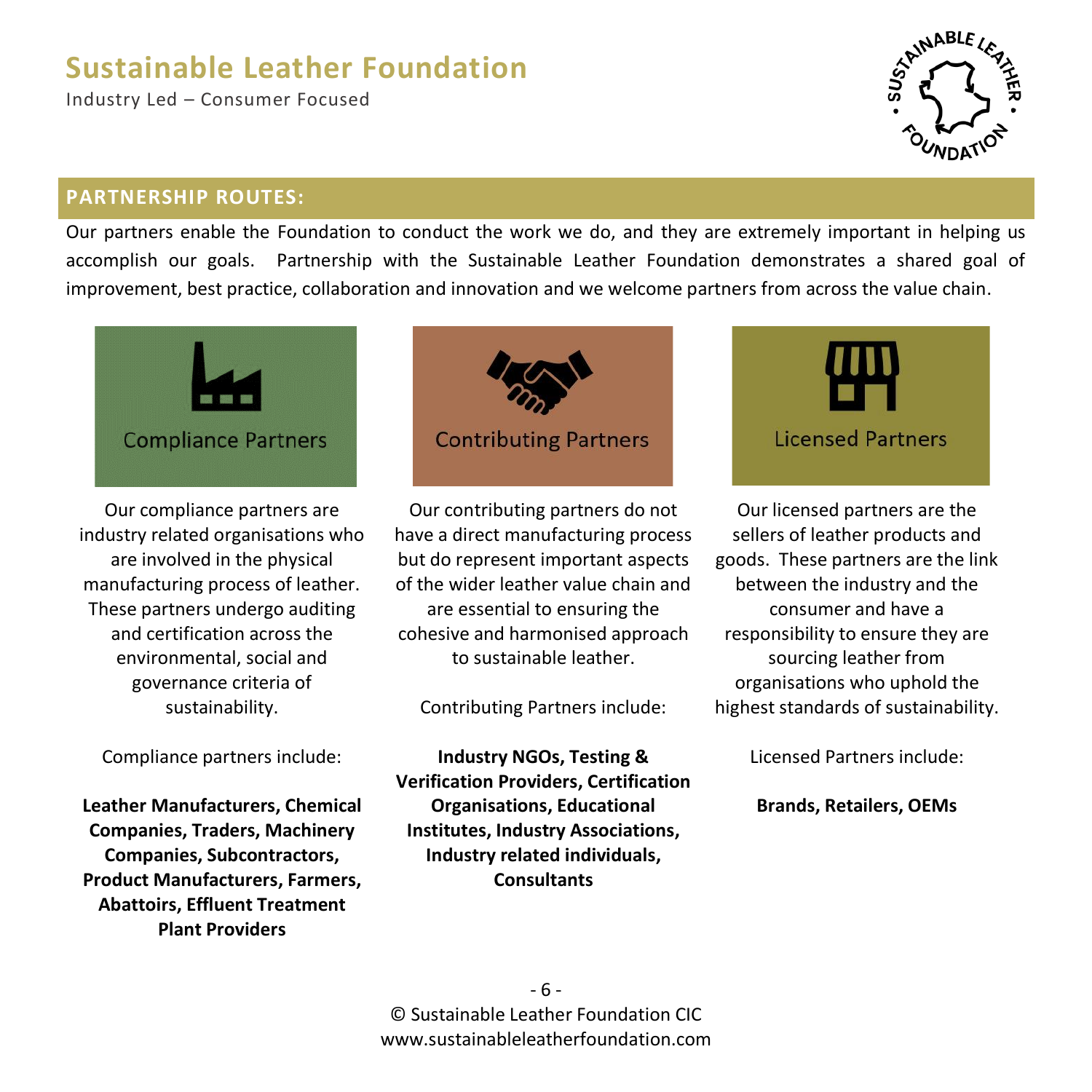## PARTNERSHIP ROUTES:

Our partners enable the Foundation to conduct the work we do, and they are extremely important in helping us accomplish our goals. Partnership with the Sustainable Leather Foundation demonstrates a shared goal of improvement, best practice, collaboration and innovation and we welcome partners from across the value chain.

### Compliance Partners

Our compliance partners are industry related organisations who are involved in the physical manufacturing process of leather. These partners undergo auditing and certification across the environmental, social and governance criteria of sustainability.

Compliance partners include:

**Leather Manufacturers, Chemical Companies, Traders, Machinery Companies, Subcontractors, Product Manufacturers, Farmers, Abattoirs, Effluent Treatment Plant Providers**

### Contributing Partners

Our contributing partners do not have a direct manufacturing process but do represent important aspects of the wider leather value chain and are essential to ensuring the cohesive and harmonised approach to sustainable leather.

Contributing Partners include:

**Industry NGOs, Testing & Verification Providers, Certification Organisations, Educational Institutes, Industry Associations, Industry related individuals, Consultants**

### Licensed Partners

Our licensed partners are the sellers of leather products and goods. These partners are the link between the industry and the consumer and have a responsibility to ensure they are sourcing leather from organisations who uphold the highest standards of sustainability.

Licensed Partners include:

**Brands, Retailers, OEMs**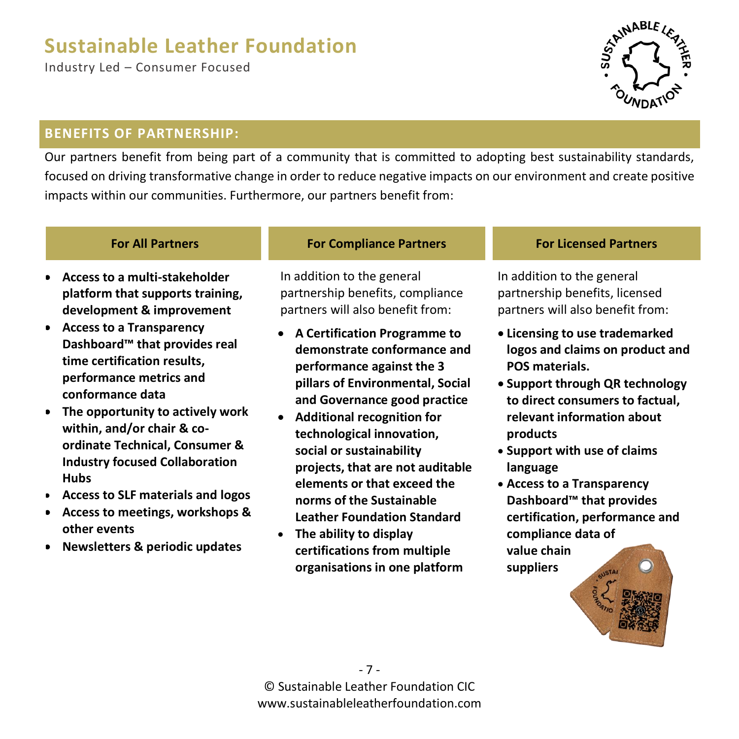# Sustainable Leather Foundation

Industry Led – Consumer Focused

## BENEFITS OF PARTNERSHIP:

Our partners benefit from being part of a community that is committed to adopting best sustainability standards, focused on driving transformative change in order to reduce negative impacts on our environment and create positive impacts within our communities. Furthermore, our partners benefit from:

### For All Partners

- **Access to a multi-stakeholder platform that supports training, development & improvement**
- **Access to a Transparency Dashboard™ that provides real time certification results, performance metrics and conformance data**
- **The opportunity to actively work within, and/or chair & co-ordinate Technical, Consumer & Industry focused Collaboration Hubs**
- **Access to SLF materials and logos**
- **Access to meetings, workshops & other events**
- **Newsletters & periodic updates**

### For Compliance Partners

In addition to the general partnership benefits, compliance partners will also benefit from:

- **A Certification Programme to demonstrate conformance and performance against the 3 pillars of Environmental, Social and Governance good practice**
- **Additional recognition for technological innovation, social or sustainability projects, that are not auditable elements or that exceed the norms of the Sustainable Leather Foundation Standard**
- **The ability to display certifications from multiple organisations in one platform**

### For Licensed Partners

In addition to the general partnership benefits, licensed partners will also benefit from:

- **Licensing to use trademarked logos and claims on product and POS materials.**
- **Support through QR technology to direct consumers to factual, relevant information about products**
- **Support with use of claims language**
- **Access to a Transparency Dashboard™ that provides certification, performance and compliance data of value chain suppliers**

© Sustainable Leather Foundation CIC
www.sustainableleatherfoundation.com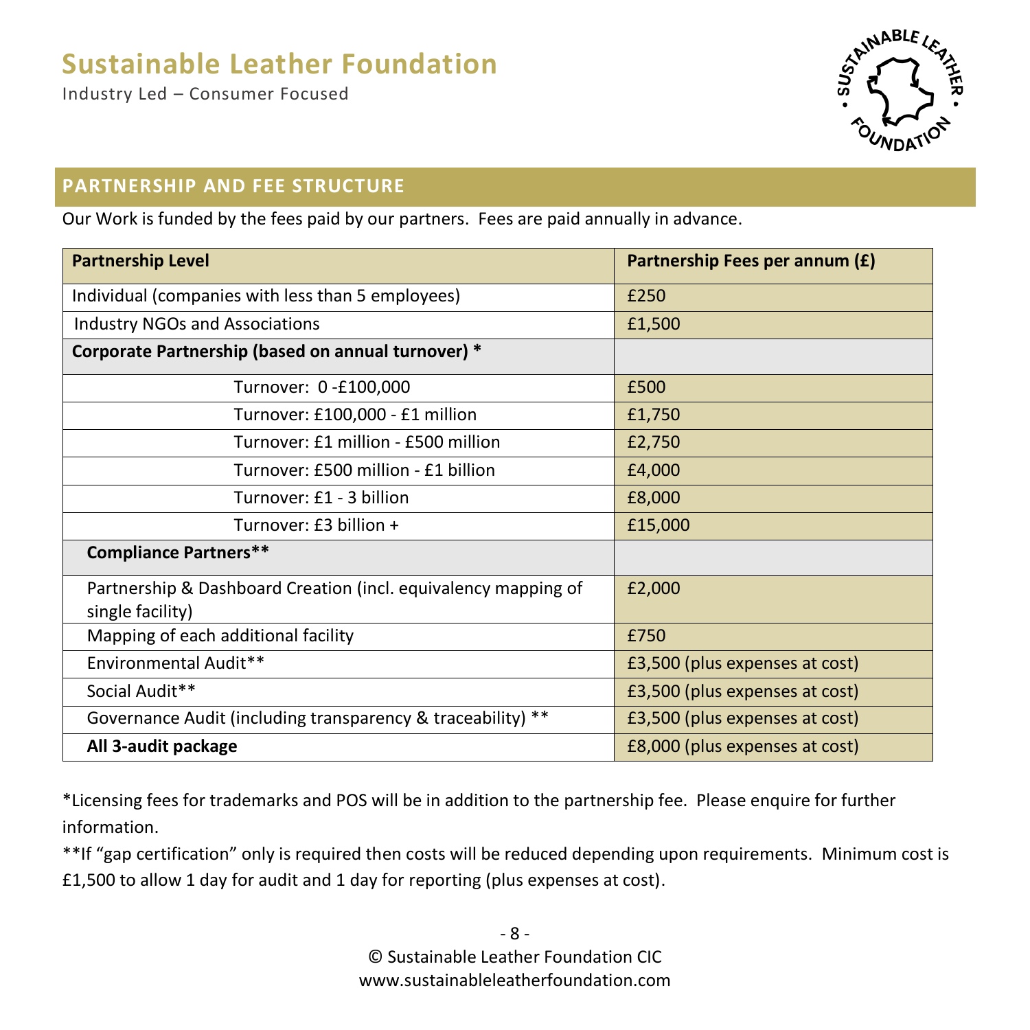# Sustainable Leather Foundation

Industry Led – Consumer Focused

## PARTNERSHIP AND FEE STRUCTURE

Our Work is funded by the fees paid by our partners. Fees are paid annually in advance.

| Partnership Level | Partnership Fees per annum (£) |
|---|---|
| Individual (companies with less than 5 employees) | £250 |
| Industry NGOs and Associations | £1,500 |
| **Corporate Partnership (based on annual turnover) *** | |
| Turnover: 0 -£100,000 | £500 |
| Turnover: £100,000 - £1 million | £1,750 |
| Turnover: £1 million - £500 million | £2,750 |
| Turnover: £500 million - £1 billion | £4,000 |
| Turnover: £1 - 3 billion | £8,000 |
| Turnover: £3 billion + | £15,000 |
| **Compliance Partners**** | |
| Partnership & Dashboard Creation (incl. equivalency mapping of single facility) | £2,000 |
| Mapping of each additional facility | £750 |
| Environmental Audit** | £3,500 (plus expenses at cost) |
| Social Audit** | £3,500 (plus expenses at cost) |
| Governance Audit (including transparency & traceability) ** | £3,500 (plus expenses at cost) |
| **All 3-audit package** | £8,000 (plus expenses at cost) |

*Licensing fees for trademarks and POS will be in addition to the partnership fee. Please enquire for further information.

**If "gap certification" only is required then costs will be reduced depending upon requirements. Minimum cost is £1,500 to allow 1 day for audit and 1 day for reporting (plus expenses at cost).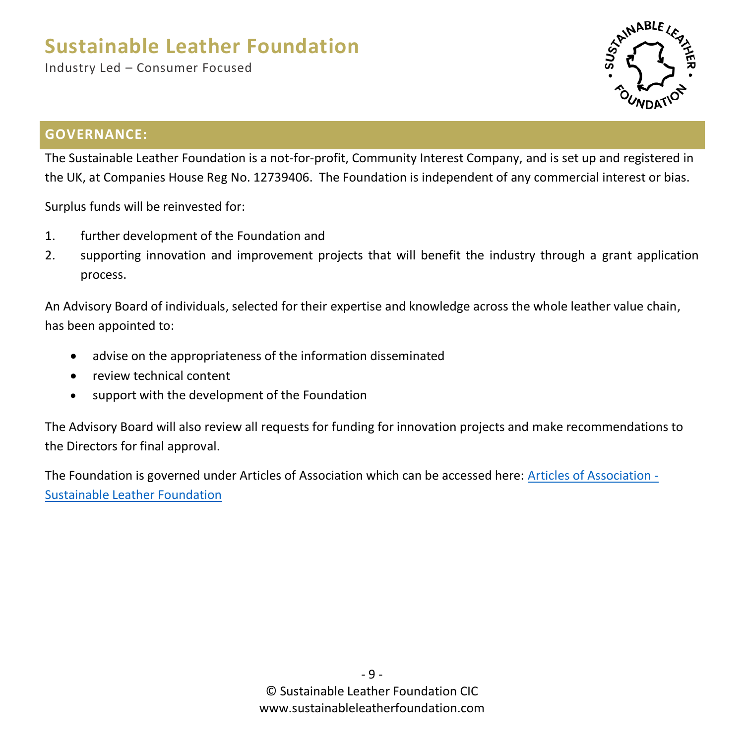## GOVERNANCE:

The Sustainable Leather Foundation is a not-for-profit, Community Interest Company, and is set up and registered in the UK, at Companies House Reg No. 12739406. The Foundation is independent of any commercial interest or bias.

Surplus funds will be reinvested for:

1. further development of the Foundation and
2. supporting innovation and improvement projects that will benefit the industry through a grant application process.

An Advisory Board of individuals, selected for their expertise and knowledge across the whole leather value chain, has been appointed to:

- advise on the appropriateness of the information disseminated
- review technical content
- support with the development of the Foundation

The Advisory Board will also review all requests for funding for innovation projects and make recommendations to the Directors for final approval.

The Foundation is governed under Articles of Association which can be accessed here: [Articles of Association - Sustainable Leather Foundation]()